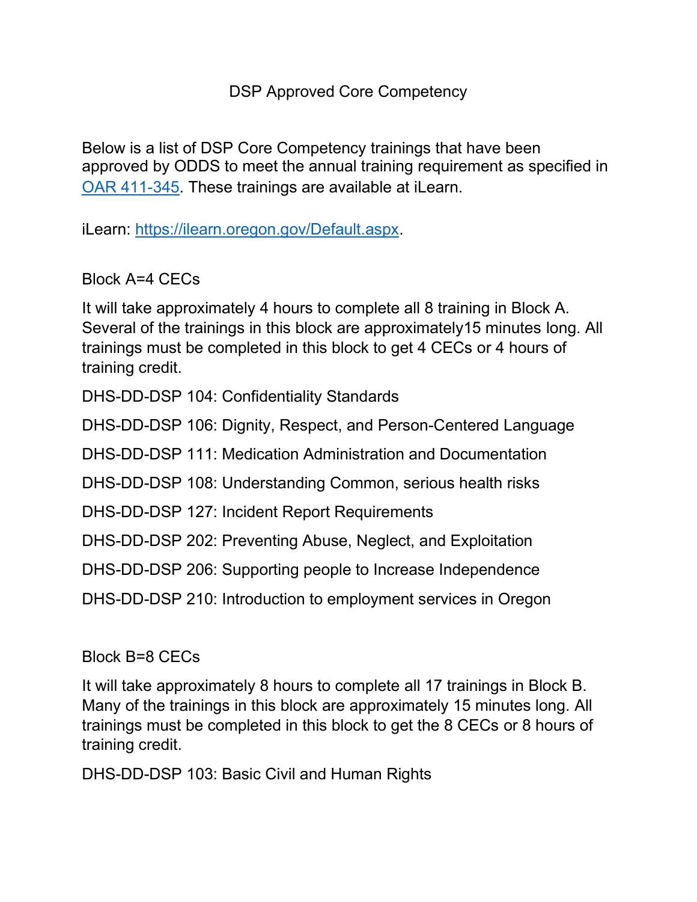# DSP Approved Core Competency

Below is a list of DSP Core Competency trainings that have been approved by ODDS to meet the annual training requirement as specified in [OAR 411-345](). These trainings are available at iLearn.

iLearn: [https://ilearn.oregon.gov/Default.aspx](https://ilearn.oregon.gov/Default.aspx).

Block A=4 CECs

It will take approximately 4 hours to complete all 8 training in Block A. Several of the trainings in this block are approximately15 minutes long. All trainings must be completed in this block to get 4 CECs or 4 hours of training credit.

DHS-DD-DSP 104: Confidentiality Standards

DHS-DD-DSP 106: Dignity, Respect, and Person-Centered Language

DHS-DD-DSP 111: Medication Administration and Documentation

DHS-DD-DSP 108: Understanding Common, serious health risks

DHS-DD-DSP 127: Incident Report Requirements

DHS-DD-DSP 202: Preventing Abuse, Neglect, and Exploitation

DHS-DD-DSP 206: Supporting people to Increase Independence

DHS-DD-DSP 210: Introduction to employment services in Oregon

Block B=8 CECs

It will take approximately 8 hours to complete all 17 trainings in Block B. Many of the trainings in this block are approximately 15 minutes long. All trainings must be completed in this block to get the 8 CECs or 8 hours of training credit.

DHS-DD-DSP 103: Basic Civil and Human Rights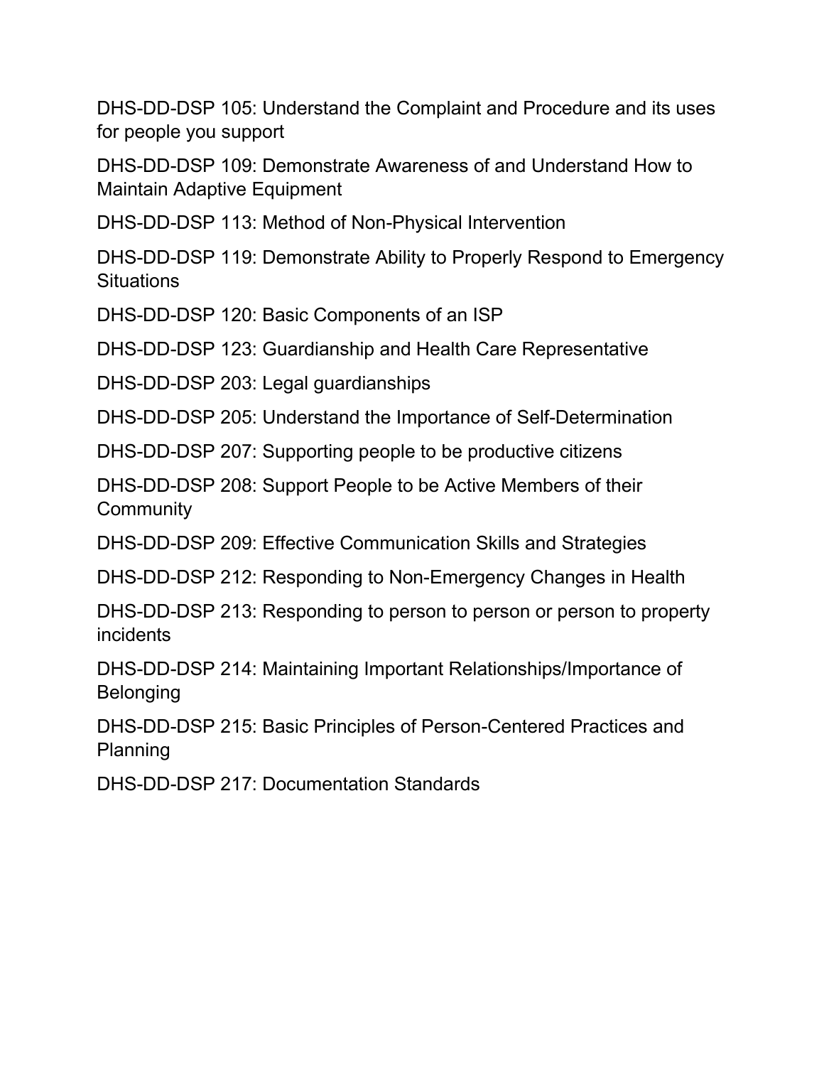DHS-DD-DSP 105: Understand the Complaint and Procedure and its uses for people you support

DHS-DD-DSP 109: Demonstrate Awareness of and Understand How to Maintain Adaptive Equipment

DHS-DD-DSP 113: Method of Non-Physical Intervention

DHS-DD-DSP 119: Demonstrate Ability to Properly Respond to Emergency Situations

DHS-DD-DSP 120: Basic Components of an ISP

DHS-DD-DSP 123: Guardianship and Health Care Representative

DHS-DD-DSP 203: Legal guardianships

DHS-DD-DSP 205: Understand the Importance of Self-Determination

DHS-DD-DSP 207: Supporting people to be productive citizens

DHS-DD-DSP 208: Support People to be Active Members of their Community

DHS-DD-DSP 209: Effective Communication Skills and Strategies

DHS-DD-DSP 212: Responding to Non-Emergency Changes in Health

DHS-DD-DSP 213: Responding to person to person or person to property incidents

DHS-DD-DSP 214: Maintaining Important Relationships/Importance of Belonging

DHS-DD-DSP 215: Basic Principles of Person-Centered Practices and Planning

DHS-DD-DSP 217: Documentation Standards